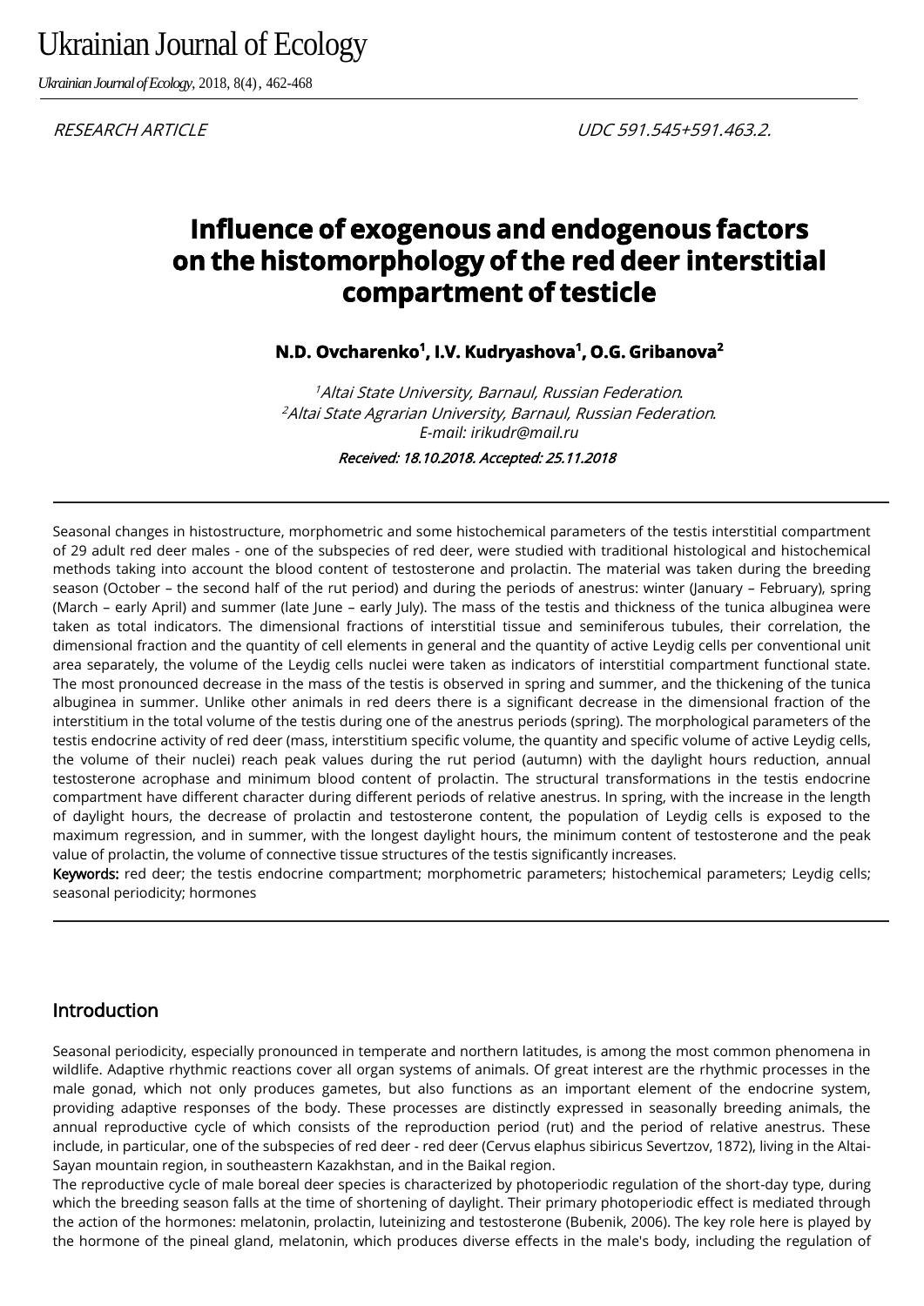RESEARCH ARTICLE

UDC 591.545+591.463.2.

# Influence of exogenous and endogenous factors on the histomorphology of the red deer interstitial compartment of testicle

**N.D. Ovcharenko[1], I.V. Kudryashova[1], O.G. Gribanova[2]**

*[1]Altai State University, Barnaul, Russian Federation.*
*[2]Altai State Agrarian University, Barnaul, Russian Federation.*
*E-mail: irikudr@mail.ru*

*Received: 18.10.2018. Accepted: 25.11.2018*

Seasonal changes in histostructure, morphometric and some histochemical parameters of the testis interstitial compartment of 29 adult red deer males - one of the subspecies of red deer, were studied with traditional histological and histochemical methods taking into account the blood content of testosterone and prolactin. The material was taken during the breeding season (October – the second half of the rut period) and during the periods of anestrus: winter (January – February), spring (March – early April) and summer (late June – early July). The mass of the testis and thickness of the tunica albuginea were taken as total indicators. The dimensional fractions of interstitial tissue and seminiferous tubules, their correlation, the dimensional fraction and the quantity of cell elements in general and the quantity of active Leydig cells per conventional unit area separately, the volume of the Leydig cells nuclei were taken as indicators of interstitial compartment functional state. The most pronounced decrease in the mass of the testis is observed in spring and summer, and the thickening of the tunica albuginea in summer. Unlike other animals in red deers there is a significant decrease in the dimensional fraction of the interstitium in the total volume of the testis during one of the anestrus periods (spring). The morphological parameters of the testis endocrine activity of red deer (mass, interstitium specific volume, the quantity and specific volume of active Leydig cells, the volume of their nuclei) reach peak values during the rut period (autumn) with the daylight hours reduction, annual testosterone acrophase and minimum blood content of prolactin. The structural transformations in the testis endocrine compartment have different character during different periods of relative anestrus. In spring, with the increase in the length of daylight hours, the decrease of prolactin and testosterone content, the population of Leydig cells is exposed to the maximum regression, and in summer, with the longest daylight hours, the minimum content of testosterone and the peak value of prolactin, the volume of connective tissue structures of the testis significantly increases.

**Keywords:** red deer; the testis endocrine compartment; morphometric parameters; histochemical parameters; Leydig cells; seasonal periodicity; hormones

## Introduction

Seasonal periodicity, especially pronounced in temperate and northern latitudes, is among the most common phenomena in wildlife. Adaptive rhythmic reactions cover all organ systems of animals. Of great interest are the rhythmic processes in the male gonad, which not only produces gametes, but also functions as an important element of the endocrine system, providing adaptive responses of the body. These processes are distinctly expressed in seasonally breeding animals, the annual reproductive cycle of which consists of the reproduction period (rut) and the period of relative anestrus. These include, in particular, one of the subspecies of red deer - red deer (Cervus elaphus sibiricus Severtzov, 1872), living in the Altai-Sayan mountain region, in southeastern Kazakhstan, and in the Baikal region.

The reproductive cycle of male boreal deer species is characterized by photoperiodic regulation of the short-day type, during which the breeding season falls at the time of shortening of daylight. Their primary photoperiodic effect is mediated through the action of the hormones: melatonin, prolactin, luteinizing and testosterone (Bubenik, 2006). The key role here is played by the hormone of the pineal gland, melatonin, which produces diverse effects in the male's body, including the regulation of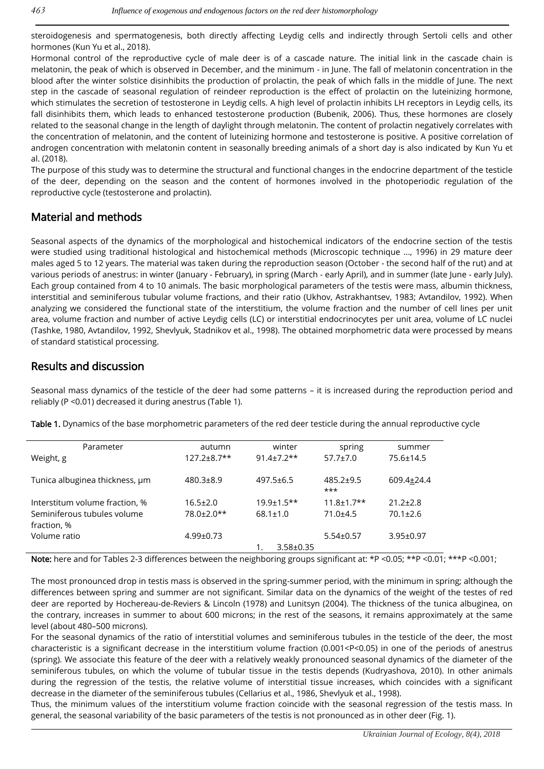steroidogenesis and spermatogenesis, both directly affecting Leydig cells and indirectly through Sertoli cells and other hormones (Kun Yu et al., 2018).

Hormonal control of the reproductive cycle of male deer is of a cascade nature. The initial link in the cascade chain is melatonin, the peak of which is observed in December, and the minimum - in June. The fall of melatonin concentration in the blood after the winter solstice disinhibits the production of prolactin, the peak of which falls in the middle of June. The next step in the cascade of seasonal regulation of reindeer reproduction is the effect of prolactin on the luteinizing hormone, which stimulates the secretion of testosterone in Leydig cells. A high level of prolactin inhibits LH receptors in Leydig cells, its fall disinhibits them, which leads to enhanced testosterone production (Bubenik, 2006). Thus, these hormones are closely related to the seasonal change in the length of daylight through melatonin. The content of prolactin negatively correlates with the concentration of melatonin, and the content of luteinizing hormone and testosterone is positive. A positive correlation of androgen concentration with melatonin content in seasonally breeding animals of a short day is also indicated by Kun Yu et al. (2018).

The purpose of this study was to determine the structural and functional changes in the endocrine department of the testicle of the deer, depending on the season and the content of hormones involved in the photoperiodic regulation of the reproductive cycle (testosterone and prolactin).

## Material and methods

Seasonal aspects of the dynamics of the morphological and histochemical indicators of the endocrine section of the testis were studied using traditional histological and histochemical methods (Microscopic technique ..., 1996) in 29 mature deer males aged 5 to 12 years. The material was taken during the reproduction season (October - the second half of the rut) and at various periods of anestrus: in winter (January - February), in spring (March - early April), and in summer (late June - early July). Each group contained from 4 to 10 animals. The basic morphological parameters of the testis were mass, albumin thickness, interstitial and seminiferous tubular volume fractions, and their ratio (Ukhov, Astrakhantsev, 1983; Avtandilov, 1992). When analyzing we considered the functional state of the interstitium, the volume fraction and the number of cell lines per unit area, volume fraction and number of active Leydig cells (LC) or interstitial endocrinocytes per unit area, volume of LC nuclei (Tashke, 1980, Avtandilov, 1992, Shevlyuk, Stadnikov et al., 1998). The obtained morphometric data were processed by means of standard statistical processing.

## Results and discussion

Seasonal mass dynamics of the testicle of the deer had some patterns – it is increased during the reproduction period and reliably (P <0.01) decreased it during anestrus (Table 1).

**Table 1.** Dynamics of the base morphometric parameters of the red deer testicle during the annual reproductive cycle

| Parameter | autumn | winter | spring | summer |
|---|---|---|---|---|
| Weight, g | 127.2±8.7** | 91.4±7.2** | 57.7±7.0 | 75.6±14.5 |
| Tunica albuginea thickness, μm | 480.3±8.9 | 497.5±6.5 | 485.2±9.5 *** | 609.4±24.4 |
| Interstitum volume fraction, % | 16.5±2.0 | 19.9±1.5** | 11.8±1.7** | 21.2±2.8 |
| Seminiferous tubules volume fraction, % | 78.0±2.0** | 68.1±1.0 | 71.0±4.5 | 70.1±2.6 |
| Volume ratio | 4.99±0.73 | 1. 3.58±0.35 | 5.54±0.57 | 3.95±0.97 |

**Note:** here and for Tables 2-3 differences between the neighboring groups significant at: *P <0.05; **P <0.01; ***P <0.001;

The most pronounced drop in testis mass is observed in the spring-summer period, with the minimum in spring; although the differences between spring and summer are not significant. Similar data on the dynamics of the weight of the testes of red deer are reported by Hochereau-de-Reviers & Lincoln (1978) and Lunitsyn (2004). The thickness of the tunica albuginea, on the contrary, increases in summer to about 600 microns; in the rest of the seasons, it remains approximately at the same level (about 480–500 microns).

For the seasonal dynamics of the ratio of interstitial volumes and seminiferous tubules in the testicle of the deer, the most characteristic is a significant decrease in the interstitium volume fraction (0.001<P<0.05) in one of the periods of anestrus (spring). We associate this feature of the deer with a relatively weakly pronounced seasonal dynamics of the diameter of the seminiferous tubules, on which the volume of tubular tissue in the testis depends (Kudryashova, 2010). In other animals during the regression of the testis, the relative volume of interstitial tissue increases, which coincides with a significant decrease in the diameter of the seminiferous tubules (Cellarius et al., 1986, Shevlyuk et al., 1998).

Thus, the minimum values of the interstitium volume fraction coincide with the seasonal regression of the testis mass. In general, the seasonal variability of the basic parameters of the testis is not pronounced as in other deer (Fig. 1).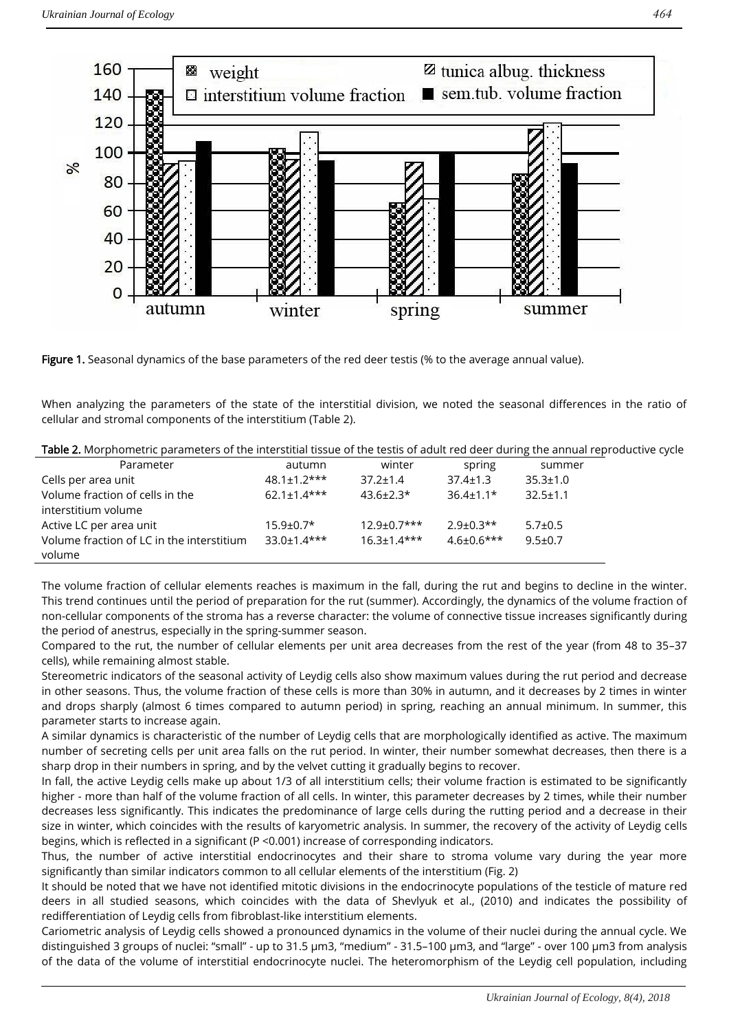Figure 1. Seasonal dynamics of the base parameters of the red deer testis (% to the average annual value).

When analyzing the parameters of the state of the interstitial division, we noted the seasonal differences in the ratio of cellular and stromal components of the interstitium (Table 2).

**Table 2.** Morphometric parameters of the interstitial tissue of the testis of adult red deer during the annual reproductive cycle

| Parameter | autumn | winter | spring | summer |
|---|---|---|---|---|
| Cells per area unit | 48.1±1.2*** | 37.2±1.4 | 37.4±1.3 | 35.3±1.0 |
| Volume fraction of cells in the interstitium volume | 62.1±1.4*** | 43.6±2.3* | 36.4±1.1* | 32.5±1.1 |
| Active LC per area unit | 15.9±0.7* | 12.9±0.7*** | 2.9±0.3** | 5.7±0.5 |
| Volume fraction of LC in the interstitium volume | 33.0±1.4*** | 16.3±1.4*** | 4.6±0.6*** | 9.5±0.7 |

The volume fraction of cellular elements reaches is maximum in the fall, during the rut and begins to decline in the winter. This trend continues until the period of preparation for the rut (summer). Accordingly, the dynamics of the volume fraction of non-cellular components of the stroma has a reverse character: the volume of connective tissue increases significantly during the period of anestrus, especially in the spring-summer season.

Compared to the rut, the number of cellular elements per unit area decreases from the rest of the year (from 48 to 35–37 cells), while remaining almost stable.

Stereometric indicators of the seasonal activity of Leydig cells also show maximum values during the rut period and decrease in other seasons. Thus, the volume fraction of these cells is more than 30% in autumn, and it decreases by 2 times in winter and drops sharply (almost 6 times compared to autumn period) in spring, reaching an annual minimum. In summer, this parameter starts to increase again.

A similar dynamics is characteristic of the number of Leydig cells that are morphologically identified as active. The maximum number of secreting cells per unit area falls on the rut period. In winter, their number somewhat decreases, then there is a sharp drop in their numbers in spring, and by the velvet cutting it gradually begins to recover.

In fall, the active Leydig cells make up about 1/3 of all interstitium cells; their volume fraction is estimated to be significantly higher - more than half of the volume fraction of all cells. In winter, this parameter decreases by 2 times, while their number decreases less significantly. This indicates the predominance of large cells during the rutting period and a decrease in their size in winter, which coincides with the results of karyometric analysis. In summer, the recovery of the activity of Leydig cells begins, which is reflected in a significant (P <0.001) increase of corresponding indicators.

Thus, the number of active interstitial endocrinocytes and their share to stroma volume vary during the year more significantly than similar indicators common to all cellular elements of the interstitium (Fig. 2)

It should be noted that we have not identified mitotic divisions in the endocrinocyte populations of the testicle of mature red deers in all studied seasons, which coincides with the data of Shevlyuk et al., (2010) and indicates the possibility of redifferentiation of Leydig cells from fibroblast-like interstitium elements.

Cariometric analysis of Leydig cells showed a pronounced dynamics in the volume of their nuclei during the annual cycle. We distinguished 3 groups of nuclei: “small” - up to 31.5 μm3, “medium” - 31.5–100 μm3, and “large” - over 100 μm3 from analysis of the data of the volume of interstitial endocrinocyte nuclei. The heteromorphism of the Leydig cell population, including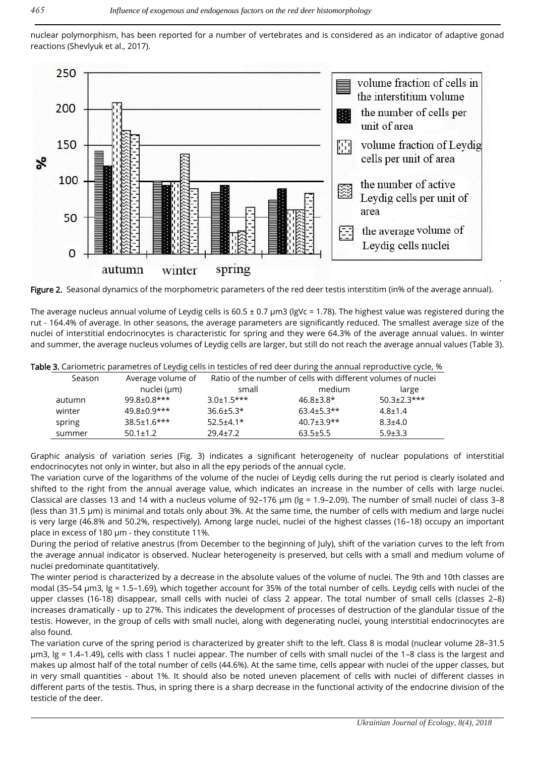nuclear polymorphism, has been reported for a number of vertebrates and is considered as an indicator of adaptive gonad reactions (Shevlyuk et al., 2017).

**Figure 2.** Seasonal dynamics of the morphometric parameters of the red deer testis interstitim (in% of the average annual).

The average nucleus annual volume of Leydig cells is 60.5 ± 0.7 μm3 (lgVc = 1.78). The highest value was registered during the rut - 164.4% of average. In other seasons, the average parameters are significantly reduced. The smallest average size of the nuclei of interstitial endocrinocytes is characteristic for spring and they were 64.3% of the average annual values. In winter and summer, the average nucleus volumes of Leydig cells are larger, but still do not reach the average annual values (Table 3).

**Table 3.** Cariometric parametres of Leydig cells in testicles of red deer during the annual reproductive cycle, %

| Season | Average volume of nuclei (μm) | Ratio of the number of cells with different volumes of nuclei | | |
|---|---|---|---|---|
| | | small | medium | large |
| autumn | 99.8±0.8*** | 3.0±1.5*** | 46.8±3.8* | 50.3±2.3*** |
| winter | 49.8±0.9*** | 36.6±5.3* | 63.4±5.3** | 4.8±1.4 |
| spring | 38.5±1.6*** | 52.5±4.1* | 40.7±3.9** | 8.3±4.0 |
| summer | 50.1±1.2 | 29.4±7.2 | 63.5±5.5 | 5.9±3.3 |

Graphic analysis of variation series (Fig. 3) indicates a significant heterogeneity of nuclear populations of interstitial endocrinocytes not only in winter, but also in all the epy periods of the annual cycle.

The variation curve of the logarithms of the volume of the nuclei of Leydig cells during the rut period is clearly isolated and shifted to the right from the annual average value, which indicates an increase in the number of cells with large nuclei. Classical are classes 13 and 14 with a nucleus volume of 92–176 μm (lg = 1.9–2.09). The number of small nuclei of class 3–8 (less than 31.5 μm) is minimal and totals only about 3%. At the same time, the number of cells with medium and large nuclei is very large (46.8% and 50.2%, respectively). Among large nuclei, nuclei of the highest classes (16–18) occupy an important place in excess of 180 μm - they constitute 11%.

During the period of relative anestrus (from December to the beginning of July), shift of the variation curves to the left from the average annual indicator is observed. Nuclear heterogeneity is preserved, but cells with a small and medium volume of nuclei predominate quantitatively.

The winter period is characterized by a decrease in the absolute values of the volume of nuclei. The 9th and 10th classes are modal (35–54 μm3, lg = 1.5–1.69), which together account for 35% of the total number of cells. Leydig cells with nuclei of the upper classes (16-18) disappear, small cells with nuclei of class 2 appear. The total number of small cells (classes 2–8) increases dramatically - up to 27%. This indicates the development of processes of destruction of the glandular tissue of the testis. However, in the group of cells with small nuclei, along with degenerating nuclei, young interstitial endocrinocytes are also found.

The variation curve of the spring period is characterized by greater shift to the left. Class 8 is modal (nuclear volume 28–31.5 μm3, lg = 1.4–1.49), cells with class 1 nuclei appear. The number of cells with small nuclei of the 1–8 class is the largest and makes up almost half of the total number of cells (44.6%). At the same time, cells appear with nuclei of the upper classes, but in very small quantities - about 1%. It should also be noted uneven placement of cells with nuclei of different classes in different parts of the testis. Thus, in spring there is a sharp decrease in the functional activity of the endocrine division of the testicle of the deer.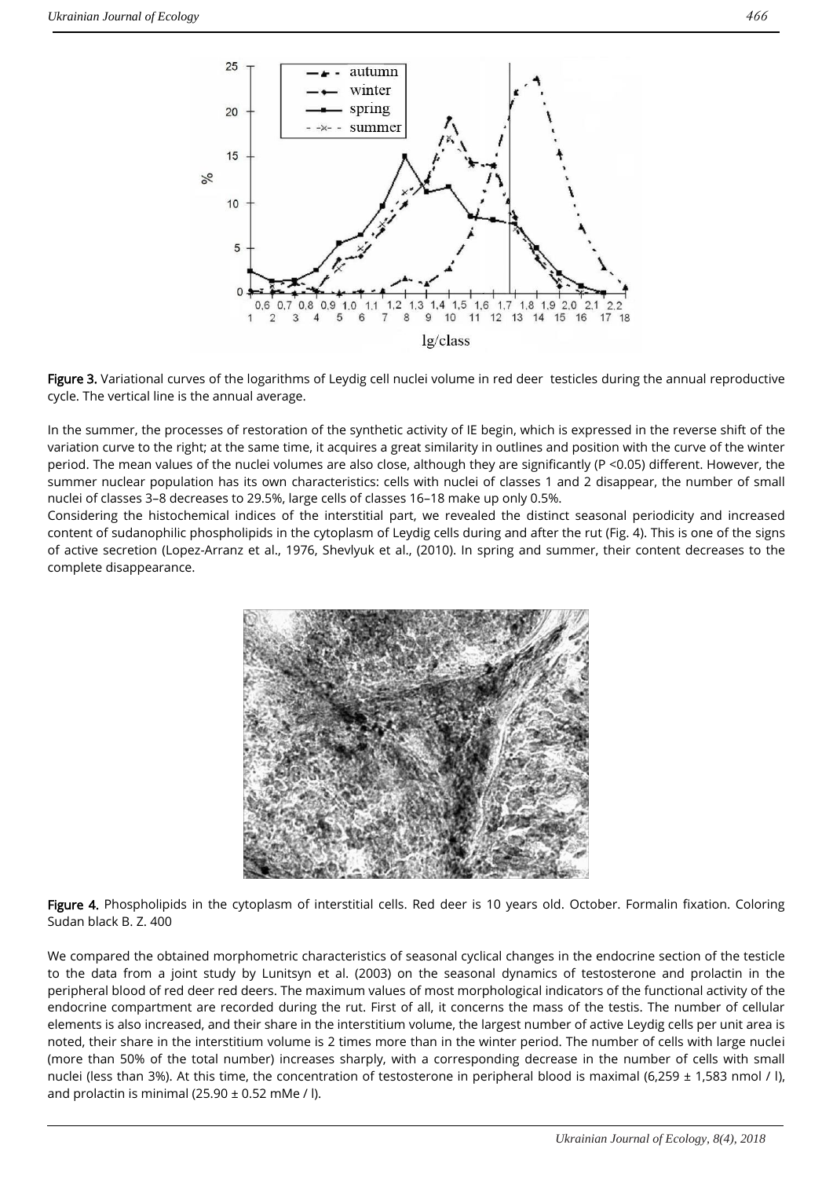Figure 3. Variational curves of the logarithms of Leydig cell nuclei volume in red deer testicles during the annual reproductive cycle. The vertical line is the annual average.

In the summer, the processes of restoration of the synthetic activity of IE begin, which is expressed in the reverse shift of the variation curve to the right; at the same time, it acquires a great similarity in outlines and position with the curve of the winter period. The mean values of the nuclei volumes are also close, although they are significantly (P <0.05) different. However, the summer nuclear population has its own characteristics: cells with nuclei of classes 1 and 2 disappear, the number of small nuclei of classes 3–8 decreases to 29.5%, large cells of classes 16–18 make up only 0.5%.

Considering the histochemical indices of the interstitial part, we revealed the distinct seasonal periodicity and increased content of sudanophilic phospholipids in the cytoplasm of Leydig cells during and after the rut (Fig. 4). This is one of the signs of active secretion (Lopez-Arranz et al., 1976, Shevlyuk et al., (2010). In spring and summer, their content decreases to the complete disappearance.

Figure 4. Phospholipids in the cytoplasm of interstitial cells. Red deer is 10 years old. October. Formalin fixation. Coloring Sudan black B. Z. 400

We compared the obtained morphometric characteristics of seasonal cyclical changes in the endocrine section of the testicle to the data from a joint study by Lunitsyn et al. (2003) on the seasonal dynamics of testosterone and prolactin in the peripheral blood of red deer red deers. The maximum values of most morphological indicators of the functional activity of the endocrine compartment are recorded during the rut. First of all, it concerns the mass of the testis. The number of cellular elements is also increased, and their share in the interstitium volume, the largest number of active Leydig cells per unit area is noted, their share in the interstitium volume is 2 times more than in the winter period. The number of cells with large nuclei (more than 50% of the total number) increases sharply, with a corresponding decrease in the number of cells with small nuclei (less than 3%). At this time, the concentration of testosterone in peripheral blood is maximal (6,259 ± 1,583 nmol / l), and prolactin is minimal (25.90 ± 0.52 mMe / l).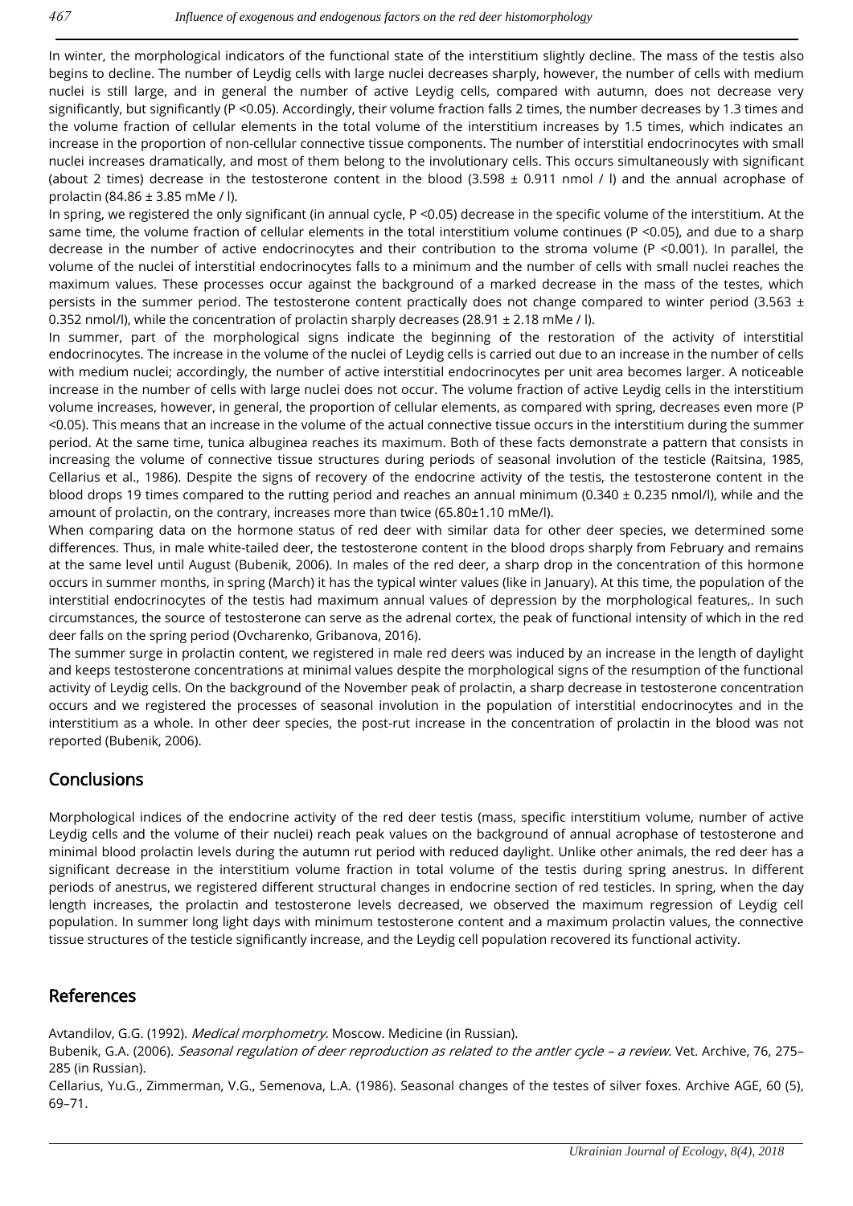In winter, the morphological indicators of the functional state of the interstitium slightly decline. The mass of the testis also begins to decline. The number of Leydig cells with large nuclei decreases sharply, however, the number of cells with medium nuclei is still large, and in general the number of active Leydig cells, compared with autumn, does not decrease very significantly, but significantly (P <0.05). Accordingly, their volume fraction falls 2 times, the number decreases by 1.3 times and the volume fraction of cellular elements in the total volume of the interstitium increases by 1.5 times, which indicates an increase in the proportion of non-cellular connective tissue components. The number of interstitial endocrinocytes with small nuclei increases dramatically, and most of them belong to the involutionary cells. This occurs simultaneously with significant (about 2 times) decrease in the testosterone content in the blood (3.598 ± 0.911 nmol / l) and the annual acrophase of prolactin (84.86 ± 3.85 mMe / l).

In spring, we registered the only significant (in annual cycle, P <0.05) decrease in the specific volume of the interstitium. At the same time, the volume fraction of cellular elements in the total interstitium volume continues (P <0.05), and due to a sharp decrease in the number of active endocrinocytes and their contribution to the stroma volume (P <0.001). In parallel, the volume of the nuclei of interstitial endocrinocytes falls to a minimum and the number of cells with small nuclei reaches the maximum values. These processes occur against the background of a marked decrease in the mass of the testes, which persists in the summer period. The testosterone content practically does not change compared to winter period (3.563 ± 0.352 nmol/l), while the concentration of prolactin sharply decreases (28.91 ± 2.18 mMe / l).

In summer, part of the morphological signs indicate the beginning of the restoration of the activity of interstitial endocrinocytes. The increase in the volume of the nuclei of Leydig cells is carried out due to an increase in the number of cells with medium nuclei; accordingly, the number of active interstitial endocrinocytes per unit area becomes larger. A noticeable increase in the number of cells with large nuclei does not occur. The volume fraction of active Leydig cells in the interstitium volume increases, however, in general, the proportion of cellular elements, as compared with spring, decreases even more (P <0.05). This means that an increase in the volume of the actual connective tissue occurs in the interstitium during the summer period. At the same time, tunica albuginea reaches its maximum. Both of these facts demonstrate a pattern that consists in increasing the volume of connective tissue structures during periods of seasonal involution of the testicle (Raitsina, 1985, Cellarius et al., 1986). Despite the signs of recovery of the endocrine activity of the testis, the testosterone content in the blood drops 19 times compared to the rutting period and reaches an annual minimum (0.340 ± 0.235 nmol/l), while and the amount of prolactin, on the contrary, increases more than twice (65.80±1.10 mMe/l).

When comparing data on the hormone status of red deer with similar data for other deer species, we determined some differences. Thus, in male white-tailed deer, the testosterone content in the blood drops sharply from February and remains at the same level until August (Bubenik, 2006). In males of the red deer, a sharp drop in the concentration of this hormone occurs in summer months, in spring (March) it has the typical winter values (like in January). At this time, the population of the interstitial endocrinocytes of the testis had maximum annual values of depression by the morphological features,. In such circumstances, the source of testosterone can serve as the adrenal cortex, the peak of functional intensity of which in the red deer falls on the spring period (Ovcharenko, Gribanova, 2016).

The summer surge in prolactin content, we registered in male red deers was induced by an increase in the length of daylight and keeps testosterone concentrations at minimal values despite the morphological signs of the resumption of the functional activity of Leydig cells. On the background of the November peak of prolactin, a sharp decrease in testosterone concentration occurs and we registered the processes of seasonal involution in the population of interstitial endocrinocytes and in the interstitium as a whole. In other deer species, the post-rut increase in the concentration of prolactin in the blood was not reported (Bubenik, 2006).

## Conclusions

Morphological indices of the endocrine activity of the red deer testis (mass, specific interstitium volume, number of active Leydig cells and the volume of their nuclei) reach peak values on the background of annual acrophase of testosterone and minimal blood prolactin levels during the autumn rut period with reduced daylight. Unlike other animals, the red deer has a significant decrease in the interstitium volume fraction in total volume of the testis during spring anestrus. In different periods of anestrus, we registered different structural changes in endocrine section of red testicles. In spring, when the day length increases, the prolactin and testosterone levels decreased, we observed the maximum regression of Leydig cell population. In summer long light days with minimum testosterone content and a maximum prolactin values, the connective tissue structures of the testicle significantly increase, and the Leydig cell population recovered its functional activity.

## References

Avtandilov, G.G. (1992). *Medical morphometry.* Moscow. Medicine (in Russian).

Bubenik, G.A. (2006). *Seasonal regulation of deer reproduction as related to the antler cycle – a review.* Vet. Archive, 76, 275–285 (in Russian).

Cellarius, Yu.G., Zimmerman, V.G., Semenova, L.A. (1986). Seasonal changes of the testes of silver foxes. Archive AGE, 60 (5), 69–71.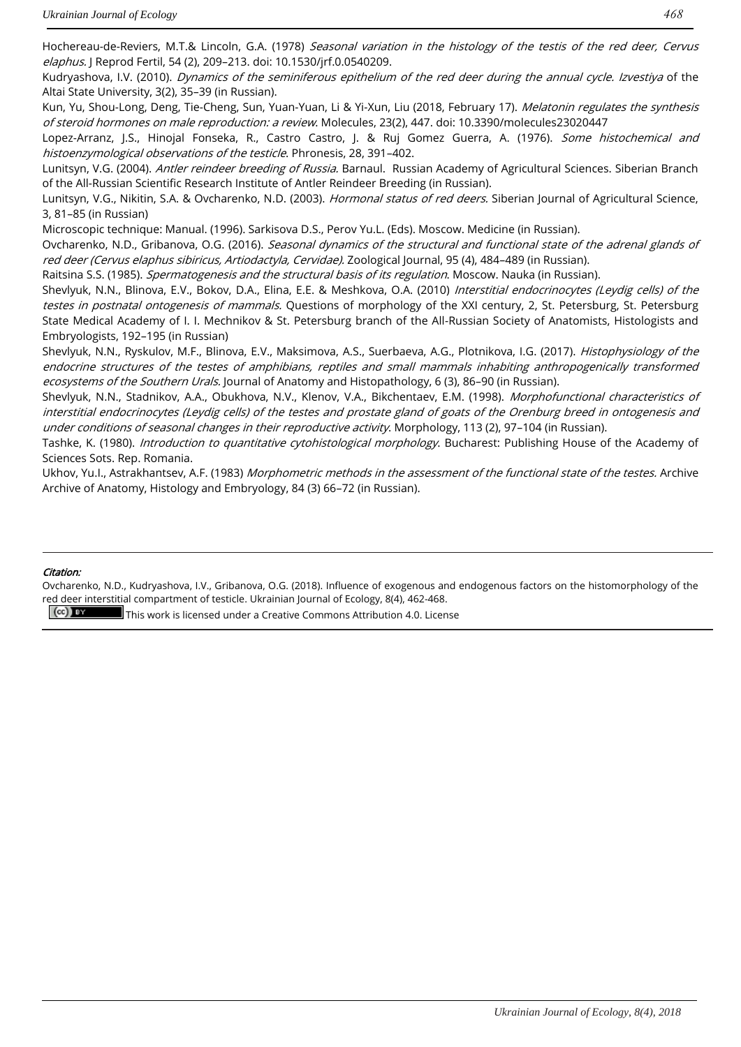Hochereau-de-Reviers, M.T.& Lincoln, G.A. (1978) *Seasonal variation in the histology of the testis of the red deer, Cervus elaphus.* J Reprod Fertil, 54 (2), 209–213. doi: 10.1530/jrf.0.0540209.

Kudryashova, I.V. (2010). *Dynamics of the seminiferous epithelium of the red deer during the annual cycle. Izvestiya* of the Altai State University, 3(2), 35–39 (in Russian).

Kun, Yu, Shou-Long, Deng, Tie-Cheng, Sun, Yuan-Yuan, Li & Yi-Xun, Liu (2018, February 17). *Melatonin regulates the synthesis of steroid hormones on male reproduction: a review.* Molecules, 23(2), 447. doi: 10.3390/molecules23020447

Lopez-Arranz, J.S., Hinojal Fonseka, R., Castro Castro, J. & Ruj Gomez Guerra, A. (1976). *Some histochemical and histoenzymological observations of the testicle*. Phronesis, 28, 391–402.

Lunitsyn, V.G. (2004). *Antler reindeer breeding of Russia.* Barnaul. Russian Academy of Agricultural Sciences. Siberian Branch of the All-Russian Scientific Research Institute of Antler Reindeer Breeding (in Russian).

Lunitsyn, V.G., Nikitin, S.A. & Ovcharenko, N.D. (2003). *Hormonal status of red deers.* Siberian Journal of Agricultural Science, 3, 81–85 (in Russian)

Microscopic technique: Manual. (1996). Sarkisova D.S., Perov Yu.L. (Eds). Moscow. Medicine (in Russian).

Ovcharenko, N.D., Gribanova, O.G. (2016). *Seasonal dynamics of the structural and functional state of the adrenal glands of red deer (Cervus elaphus sibiricus, Artiodactyla, Cervidae).* Zoological Journal, 95 (4), 484–489 (in Russian).

Raitsina S.S. (1985). *Spermatogenesis and the structural basis of its regulation*. Moscow. Nauka (in Russian).

Shevlyuk, N.N., Blinova, E.V., Bokov, D.A., Elina, E.E. & Meshkova, O.A. (2010) *Interstitial endocrinocytes (Leydig cells) of the testes in postnatal ontogenesis of mammals.* Questions of morphology of the XXI century, 2, St. Petersburg, St. Petersburg State Medical Academy of I. I. Mechnikov & St. Petersburg branch of the All-Russian Society of Anatomists, Histologists and Embryologists, 192–195 (in Russian)

Shevlyuk, N.N., Ryskulov, M.F., Blinova, E.V., Maksimova, A.S., Suerbaeva, A.G., Plotnikova, I.G. (2017). *Histophysiology of the endocrine structures of the testes of amphibians, reptiles and small mammals inhabiting anthropogenically transformed ecosystems of the Southern Urals.* Journal of Anatomy and Histopathology, 6 (3), 86–90 (in Russian).

Shevlyuk, N.N., Stadnikov, A.A., Obukhova, N.V., Klenov, V.A., Bikchentaev, E.M. (1998). *Morphofunctional characteristics of interstitial endocrinocytes (Leydig cells) of the testes and prostate gland of goats of the Orenburg breed in ontogenesis and under conditions of seasonal changes in their reproductive activity*. Morphology, 113 (2), 97–104 (in Russian).

Tashke, K. (1980). *Introduction to quantitative cytohistological morphology*. Bucharest: Publishing House of the Academy of Sciences Sots. Rep. Romania.

Ukhov, Yu.I., Astrakhantsev, A.F. (1983) *Morphometric methods in the assessment of the functional state of the testes.* Archive Archive of Anatomy, Histology and Embryology, 84 (3) 66–72 (in Russian).

***Citation:***

Ovcharenko, N.D., Kudryashova, I.V., Gribanova, O.G. (2018). Influence of exogenous and endogenous factors on the histomorphology of the red deer interstitial compartment of testicle. Ukrainian Journal of Ecology, 8(4), 462-468.

This work is licensed under a Creative Commons Attribution 4.0. License